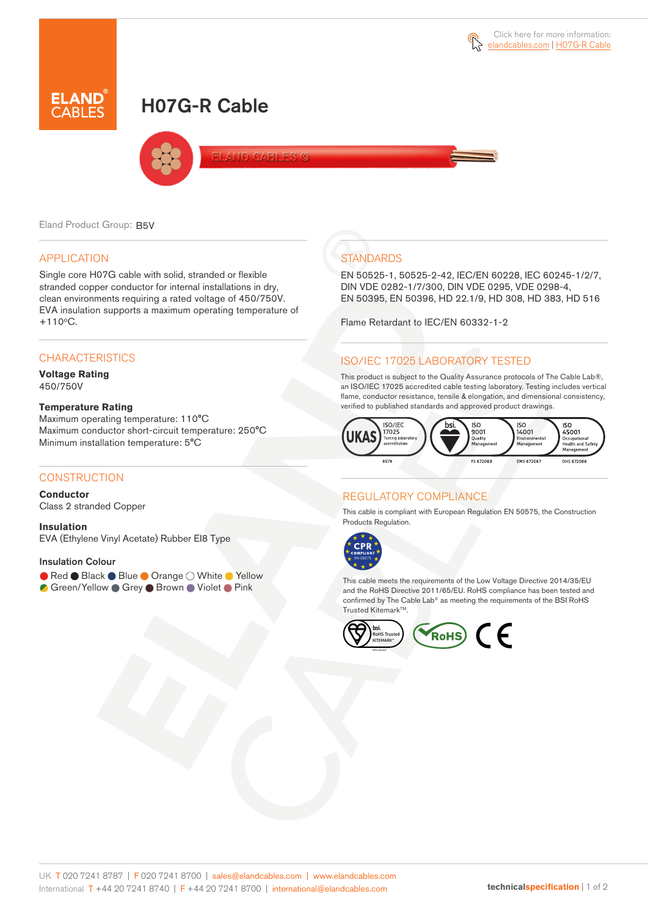Click here for more information: elandcables.com | H07G-R Cable

# H07G-R Cable

Eland Product Group: B5V

## APPLICATION

Single core H07G cable with solid, stranded or flexible stranded copper conductor for internal installations in dry, clean environments requiring a rated voltage of 450/750V. EVA insulation supports a maximum operating temperature of +110ºC.

## CHARACTERISTICS

**Voltage Rating**
450/750V

**Temperature Rating**
Maximum operating temperature: 110°C
Maximum conductor short-circuit temperature: 250°C
Minimum installation temperature: 5°C

## CONSTRUCTION

**Conductor**
Class 2 stranded Copper

**Insulation**
EVA (Ethylene Vinyl Acetate) Rubber EI8 Type

**Insulation Colour**
Red, Black, Blue, Orange, White, Yellow, Green/Yellow, Grey, Brown, Violet, Pink

## STANDARDS

EN 50525-1, 50525-2-42, IEC/EN 60228, IEC 60245-1/2/7, DIN VDE 0282-1/7/300, DIN VDE 0295, VDE 0298-4, EN 50395, EN 50396, HD 22.1/9, HD 308, HD 383, HD 516

Flame Retardant to IEC/EN 60332-1-2

## ISO/IEC 17025 LABORATORY TESTED

This product is subject to the Quality Assurance protocols of The Cable Lab®, an ISO/IEC 17025 accredited cable testing laboratory. Testing includes vertical flame, conductor resistance, tensile & elongation, and dimensional consistency, verified to published standards and approved product drawings.

UKAS ISO/IEC 17025 Testing laboratory accreditation 8578 | bsi. ISO 9001 Quality Management FS 672069 | ISO 14001 Environmental Management EMS 672067 | ISO 45001 Occupational Health and Safety Management OHS 672066

## REGULATORY COMPLIANCE

This cable is compliant with European Regulation EN 50575, the Construction Products Regulation.

CPR COMPLIANT EN 50575

This cable meets the requirements of the Low Voltage Directive 2014/35/EU and the RoHS Directive 2011/65/EU. RoHS compliance has been tested and confirmed by The Cable Lab® as meeting the requirements of the BSI RoHS Trusted Kitemark™.

bsi. RoHS Trusted KITEMARK™ | RoHS | CE

UK T 020 7241 8787 | F 020 7241 8700 | sales@elandcables.com | www.elandcables.com
International T +44 20 7241 8740 | F +44 20 7241 8700 | international@elandcables.com

technicalspecification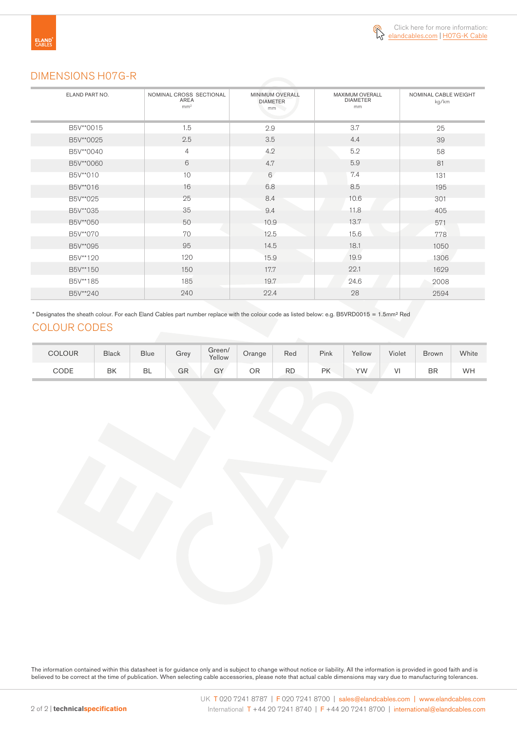Click here for more information: elandcables.com | H07G-K Cable

## DIMENSIONS H07G-R

| ELAND PART NO. | NOMINAL CROSS SECTIONAL AREA mm² | MINIMUM OVERALL DIAMETER mm | MAXIMUM OVERALL DIAMETER mm | NOMINAL CABLE WEIGHT kg/km |
|---|---|---|---|---|
| B5V**0015 | 1.5 | 2.9 | 3.7 | 25 |
| B5V**0025 | 2.5 | 3.5 | 4.4 | 39 |
| B5V**0040 | 4 | 4.2 | 5.2 | 58 |
| B5V**0060 | 6 | 4.7 | 5.9 | 81 |
| B5V**010 | 10 | 6 | 7.4 | 131 |
| B5V**016 | 16 | 6.8 | 8.5 | 195 |
| B5V**025 | 25 | 8.4 | 10.6 | 301 |
| B5V**035 | 35 | 9.4 | 11.8 | 405 |
| B5V**050 | 50 | 10.9 | 13.7 | 571 |
| B5V**070 | 70 | 12.5 | 15.6 | 778 |
| B5V**095 | 95 | 14.5 | 18.1 | 1050 |
| B5V**120 | 120 | 15.9 | 19.9 | 1306 |
| B5V**150 | 150 | 17.7 | 22.1 | 1629 |
| B5V**185 | 185 | 19.7 | 24.6 | 2008 |
| B5V**240 | 240 | 22.4 | 28 | 2594 |

* Designates the sheath colour. For each Eland Cables part number replace with the colour code as listed below: e.g. B5VRD0015 = 1.5mm² Red

## COLOUR CODES

| COLOUR | Black | Blue | Grey | Green/ Yellow | Orange | Red | Pink | Yellow | Violet | Brown | White |
|---|---|---|---|---|---|---|---|---|---|---|---|
| CODE | BK | BL | GR | GY | OR | RD | PK | YW | VI | BR | WH |

The information contained within this datasheet is for guidance only and is subject to change without notice or liability. All the information is provided in good faith and is believed to be correct at the time of publication. When selecting cable accessories, please note that actual cable dimensions may vary due to manufacturing tolerances.

UK T 020 7241 8787 | F 020 7241 8700 | sales@elandcables.com | www.elandcables.com
International T +44 20 7241 8740 | F +44 20 7241 8700 | international@elandcables.com